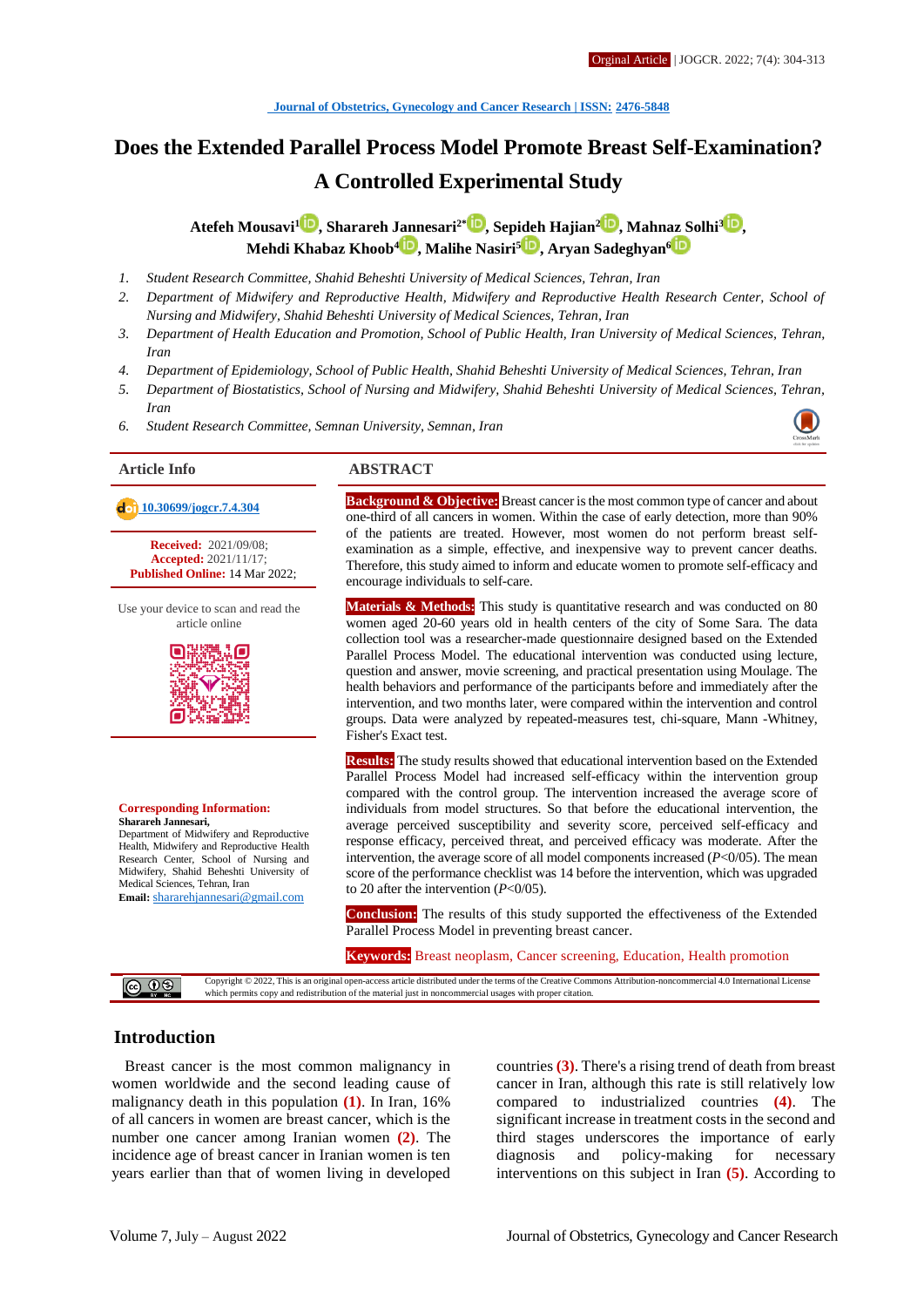Journal of Obstetrics, Gynecology and Cancer Research | ISSN: 2476-5848

# Does the Extended Parallel Process Model Promote Breast Self-Examination? A Controlled Experimental Study

**Atefeh Mousavi[1], Sharareh Jannesari[2*], Sepideh Hajian[2], Mahnaz Solhi[3], Mehdi Khabaz Khoob[4], Malihe Nasiri[5], Aryan Sadeghyan[6]**

1. *Student Research Committee, Shahid Beheshti University of Medical Sciences, Tehran, Iran*
2. *Department of Midwifery and Reproductive Health, Midwifery and Reproductive Health Research Center, School of Nursing and Midwifery, Shahid Beheshti University of Medical Sciences, Tehran, Iran*
3. *Department of Health Education and Promotion, School of Public Health, Iran University of Medical Sciences, Tehran, Iran*
4. *Department of Epidemiology, School of Public Health, Shahid Beheshti University of Medical Sciences, Tehran, Iran*
5. *Department of Biostatistics, School of Nursing and Midwifery, Shahid Beheshti University of Medical Sciences, Tehran, Iran*
6. *Student Research Committee, Semnan University, Semnan, Iran*

## Article Info

10.30699/jogcr.7.4.304

**Received:** 2021/09/08;
**Accepted:** 2021/11/17;
**Published Online:** 14 Mar 2022;

Use your device to scan and read the article online

**Corresponding Information:**
**Sharareh Jannesari,**
Department of Midwifery and Reproductive Health, Midwifery and Reproductive Health Research Center, School of Nursing and Midwifery, Shahid Beheshti University of Medical Sciences, Tehran, Iran
**Email:** shararehjannesari@gmail.com

## ABSTRACT

**Background & Objective:** Breast cancer is the most common type of cancer and about one-third of all cancers in women. Within the case of early detection, more than 90% of the patients are treated. However, most women do not perform breast self-examination as a simple, effective, and inexpensive way to prevent cancer deaths. Therefore, this study aimed to inform and educate women to promote self-efficacy and encourage individuals to self-care.

**Materials & Methods:** This study is quantitative research and was conducted on 80 women aged 20-60 years old in health centers of the city of Some Sara. The data collection tool was a researcher-made questionnaire designed based on the Extended Parallel Process Model. The educational intervention was conducted using lecture, question and answer, movie screening, and practical presentation using Moulage. The health behaviors and performance of the participants before and immediately after the intervention, and two months later, were compared within the intervention and control groups. Data were analyzed by repeated-measures test, chi-square, Mann -Whitney, Fisher's Exact test.

**Results:** The study results showed that educational intervention based on the Extended Parallel Process Model had increased self-efficacy within the intervention group compared with the control group. The intervention increased the average score of individuals from model structures. So that before the educational intervention, the average perceived susceptibility and severity score, perceived self-efficacy and response efficacy, perceived threat, and perceived efficacy was moderate. After the intervention, the average score of all model components increased ($P<0/05$). The mean score of the performance checklist was 14 before the intervention, which was upgraded to 20 after the intervention ($P<0/05$).

**Conclusion:** The results of this study supported the effectiveness of the Extended Parallel Process Model in preventing breast cancer.

**Keywords:** Breast neoplasm, Cancer screening, Education, Health promotion

Copyright © 2022, This is an original open-access article distributed under the terms of the Creative Commons Attribution-noncommercial 4.0 International License which permits copy and redistribution of the material just in noncommercial usages with proper citation.

## Introduction

Breast cancer is the most common malignancy in women worldwide and the second leading cause of malignancy death in this population (1). In Iran, 16% of all cancers in women are breast cancer, which is the number one cancer among Iranian women (2). The incidence age of breast cancer in Iranian women is ten years earlier than that of women living in developed countries (3). There's a rising trend of death from breast cancer in Iran, although this rate is still relatively low compared to industrialized countries (4). The significant increase in treatment costs in the second and third stages underscores the importance of early diagnosis and policy-making for necessary interventions on this subject in Iran (5). According to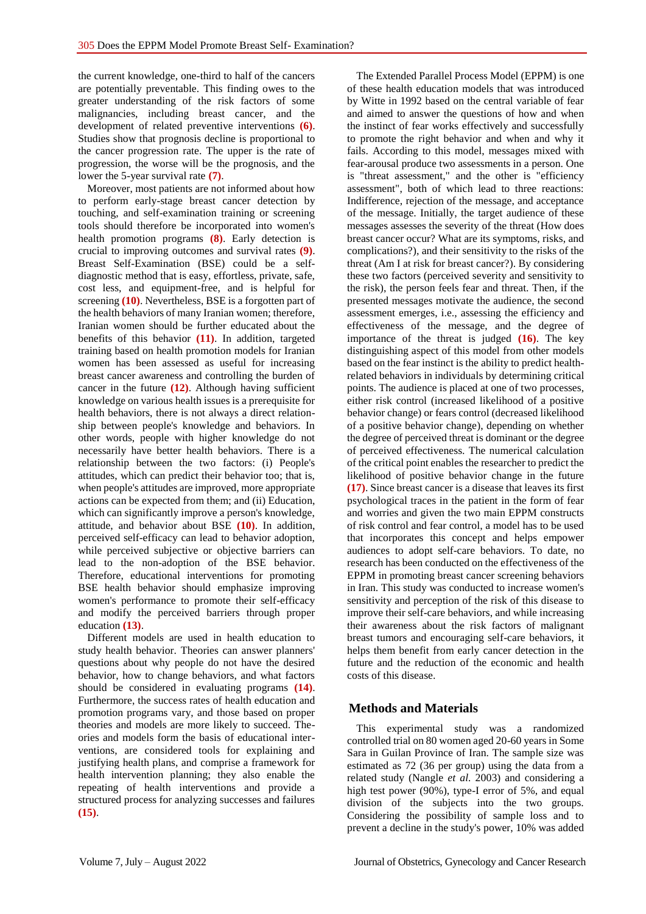the current knowledge, one-third to half of the cancers are potentially preventable. This finding owes to the greater understanding of the risk factors of some malignancies, including breast cancer, and the development of related preventive interventions **(6)**. Studies show that prognosis decline is proportional to the cancer progression rate. The upper is the rate of progression, the worse will be the prognosis, and the lower the 5-year survival rate **(7)**.

Moreover, most patients are not informed about how to perform early-stage breast cancer detection by touching, and self-examination training or screening tools should therefore be incorporated into women's health promotion programs **(8)**. Early detection is crucial to improving outcomes and survival rates **(9)**. Breast Self-Examination (BSE) could be a self-diagnostic method that is easy, effortless, private, safe, cost less, and equipment-free, and is helpful for screening **(10)**. Nevertheless, BSE is a forgotten part of the health behaviors of many Iranian women; therefore, Iranian women should be further educated about the benefits of this behavior **(11)**. In addition, targeted training based on health promotion models for Iranian women has been assessed as useful for increasing breast cancer awareness and controlling the burden of cancer in the future **(12)**. Although having sufficient knowledge on various health issues is a prerequisite for health behaviors, there is not always a direct relationship between people's knowledge and behaviors. In other words, people with higher knowledge do not necessarily have better health behaviors. There is a relationship between the two factors: (i) People's attitudes, which can predict their behavior too; that is, when people's attitudes are improved, more appropriate actions can be expected from them; and (ii) Education, which can significantly improve a person's knowledge, attitude, and behavior about BSE **(10)**. In addition, perceived self-efficacy can lead to behavior adoption, while perceived subjective or objective barriers can lead to the non-adoption of the BSE behavior. Therefore, educational interventions for promoting BSE health behavior should emphasize improving women's performance to promote their self-efficacy and modify the perceived barriers through proper education **(13)**.

Different models are used in health education to study health behavior. Theories can answer planners' questions about why people do not have the desired behavior, how to change behaviors, and what factors should be considered in evaluating programs **(14)**. Furthermore, the success rates of health education and promotion programs vary, and those based on proper theories and models are more likely to succeed. Theories and models form the basis of educational interventions, are considered tools for explaining and justifying health plans, and comprise a framework for health intervention planning; they also enable the repeating of health interventions and provide a structured process for analyzing successes and failures **(15)**.

The Extended Parallel Process Model (EPPM) is one of these health education models that was introduced by Witte in 1992 based on the central variable of fear and aimed to answer the questions of how and when the instinct of fear works effectively and successfully to promote the right behavior and when and why it fails. According to this model, messages mixed with fear-arousal produce two assessments in a person. One is "threat assessment," and the other is "efficiency assessment", both of which lead to three reactions: Indifference, rejection of the message, and acceptance of the message. Initially, the target audience of these messages assesses the severity of the threat (How does breast cancer occur? What are its symptoms, risks, and complications?), and their sensitivity to the risks of the threat (Am I at risk for breast cancer?). By considering these two factors (perceived severity and sensitivity to the risk), the person feels fear and threat. Then, if the presented messages motivate the audience, the second assessment emerges, i.e., assessing the efficiency and effectiveness of the message, and the degree of importance of the threat is judged **(16)**. The key distinguishing aspect of this model from other models based on the fear instinct is the ability to predict health-related behaviors in individuals by determining critical points. The audience is placed at one of two processes, either risk control (increased likelihood of a positive behavior change) or fears control (decreased likelihood of a positive behavior change), depending on whether the degree of perceived threat is dominant or the degree of perceived effectiveness. The numerical calculation of the critical point enables the researcher to predict the likelihood of positive behavior change in the future **(17)**. Since breast cancer is a disease that leaves its first psychological traces in the patient in the form of fear and worries and given the two main EPPM constructs of risk control and fear control, a model has to be used that incorporates this concept and helps empower audiences to adopt self-care behaviors. To date, no research has been conducted on the effectiveness of the EPPM in promoting breast cancer screening behaviors in Iran. This study was conducted to increase women's sensitivity and perception of the risk of this disease to improve their self-care behaviors, and while increasing their awareness about the risk factors of malignant breast tumors and encouraging self-care behaviors, it helps them benefit from early cancer detection in the future and the reduction of the economic and health costs of this disease.

## Methods and Materials

This experimental study was a randomized controlled trial on 80 women aged 20-60 years in Some Sara in Guilan Province of Iran. The sample size was estimated as 72 (36 per group) using the data from a related study (Nangle *et al.* 2003) and considering a high test power (90%), type-I error of 5%, and equal division of the subjects into the two groups. Considering the possibility of sample loss and to prevent a decline in the study's power, 10% was added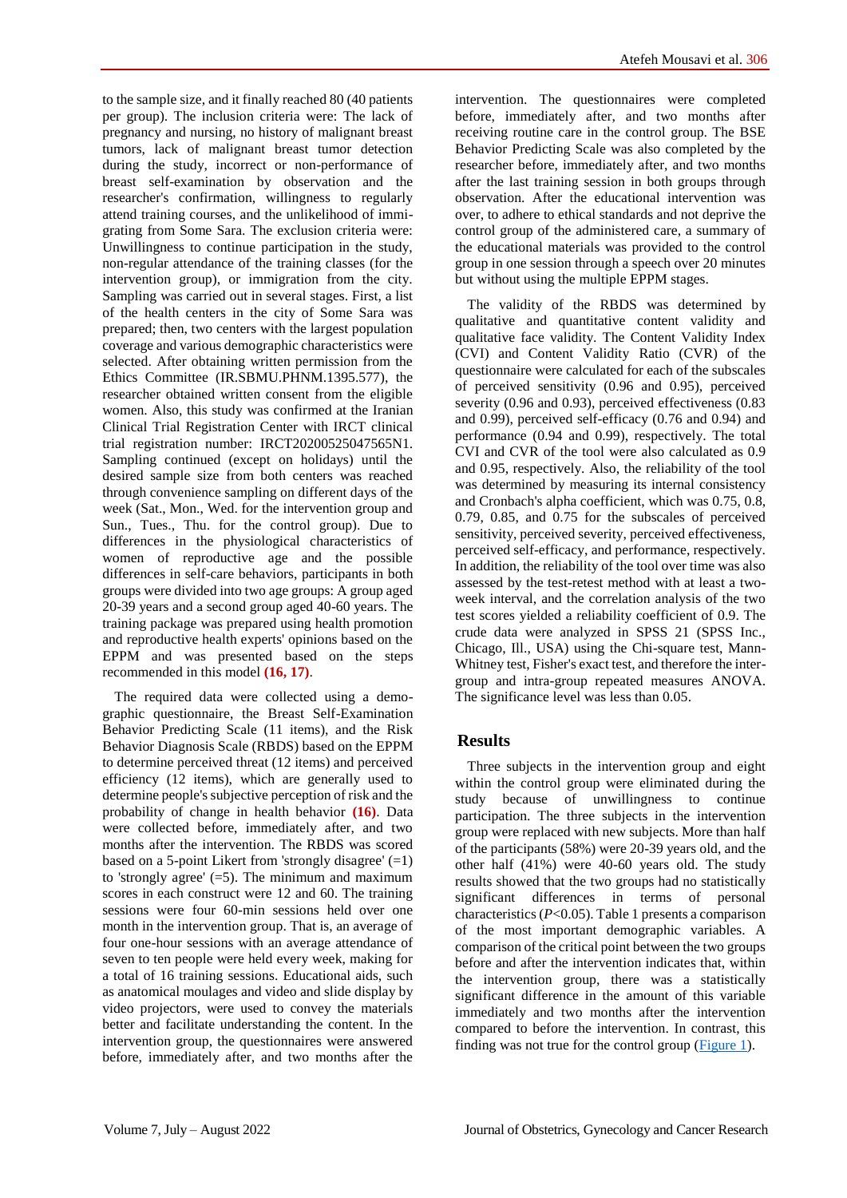to the sample size, and it finally reached 80 (40 patients per group). The inclusion criteria were: The lack of pregnancy and nursing, no history of malignant breast tumors, lack of malignant breast tumor detection during the study, incorrect or non-performance of breast self-examination by observation and the researcher's confirmation, willingness to regularly attend training courses, and the unlikelihood of immigrating from Some Sara. The exclusion criteria were: Unwillingness to continue participation in the study, non-regular attendance of the training classes (for the intervention group), or immigration from the city. Sampling was carried out in several stages. First, a list of the health centers in the city of Some Sara was prepared; then, two centers with the largest population coverage and various demographic characteristics were selected. After obtaining written permission from the Ethics Committee (IR.SBMU.PHNM.1395.577), the researcher obtained written consent from the eligible women. Also, this study was confirmed at the Iranian Clinical Trial Registration Center with IRCT clinical trial registration number: IRCT20200525047565N1. Sampling continued (except on holidays) until the desired sample size from both centers was reached through convenience sampling on different days of the week (Sat., Mon., Wed. for the intervention group and Sun., Tues., Thu. for the control group). Due to differences in the physiological characteristics of women of reproductive age and the possible differences in self-care behaviors, participants in both groups were divided into two age groups: A group aged 20-39 years and a second group aged 40-60 years. The training package was prepared using health promotion and reproductive health experts' opinions based on the EPPM and was presented based on the steps recommended in this model **(16, 17)**.

The required data were collected using a demographic questionnaire, the Breast Self-Examination Behavior Predicting Scale (11 items), and the Risk Behavior Diagnosis Scale (RBDS) based on the EPPM to determine perceived threat (12 items) and perceived efficiency (12 items), which are generally used to determine people's subjective perception of risk and the probability of change in health behavior **(16)**. Data were collected before, immediately after, and two months after the intervention. The RBDS was scored based on a 5-point Likert from 'strongly disagree' (=1) to 'strongly agree' (=5). The minimum and maximum scores in each construct were 12 and 60. The training sessions were four 60-min sessions held over one month in the intervention group. That is, an average of four one-hour sessions with an average attendance of seven to ten people were held every week, making for a total of 16 training sessions. Educational aids, such as anatomical moulages and video and slide display by video projectors, were used to convey the materials better and facilitate understanding the content. In the intervention group, the questionnaires were answered before, immediately after, and two months after the intervention. The questionnaires were completed before, immediately after, and two months after receiving routine care in the control group. The BSE Behavior Predicting Scale was also completed by the researcher before, immediately after, and two months after the last training session in both groups through observation. After the educational intervention was over, to adhere to ethical standards and not deprive the control group of the administered care, a summary of the educational materials was provided to the control group in one session through a speech over 20 minutes but without using the multiple EPPM stages.

The validity of the RBDS was determined by qualitative and quantitative content validity and qualitative face validity. The Content Validity Index (CVI) and Content Validity Ratio (CVR) of the questionnaire were calculated for each of the subscales of perceived sensitivity (0.96 and 0.95), perceived severity (0.96 and 0.93), perceived effectiveness (0.83 and 0.99), perceived self-efficacy (0.76 and 0.94) and performance (0.94 and 0.99), respectively. The total CVI and CVR of the tool were also calculated as 0.9 and 0.95, respectively. Also, the reliability of the tool was determined by measuring its internal consistency and Cronbach's alpha coefficient, which was 0.75, 0.8, 0.79, 0.85, and 0.75 for the subscales of perceived sensitivity, perceived severity, perceived effectiveness, perceived self-efficacy, and performance, respectively. In addition, the reliability of the tool over time was also assessed by the test-retest method with at least a two-week interval, and the correlation analysis of the two test scores yielded a reliability coefficient of 0.9. The crude data were analyzed in SPSS 21 (SPSS Inc., Chicago, Ill., USA) using the Chi-square test, Mann-Whitney test, Fisher's exact test, and therefore the inter-group and intra-group repeated measures ANOVA. The significance level was less than 0.05.

## Results

Three subjects in the intervention group and eight within the control group were eliminated during the study because of unwillingness to continue participation. The three subjects in the intervention group were replaced with new subjects. More than half of the participants (58%) were 20-39 years old, and the other half (41%) were 40-60 years old. The study results showed that the two groups had no statistically significant differences in terms of personal characteristics ($P<0.05$). Table 1 presents a comparison of the most important demographic variables. A comparison of the critical point between the two groups before and after the intervention indicates that, within the intervention group, there was a statistically significant difference in the amount of this variable immediately and two months after the intervention compared to before the intervention. In contrast, this finding was not true for the control group (Figure 1).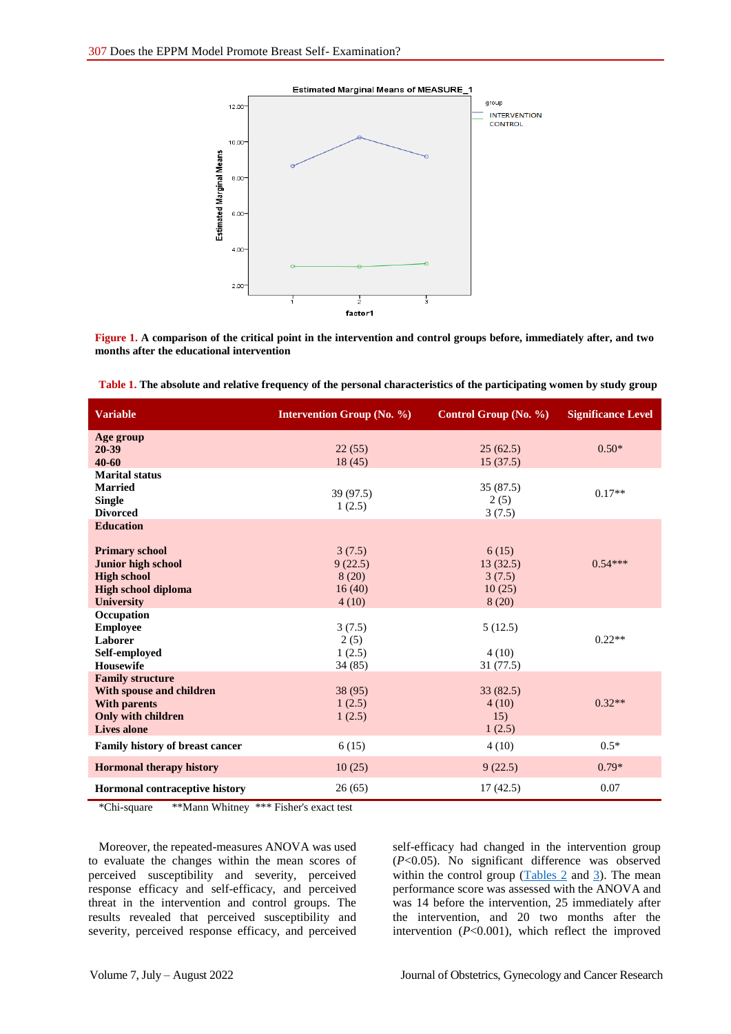**Figure 1.** A comparison of the critical point in the intervention and control groups before, immediately after, and two months after the educational intervention

**Table 1.** The absolute and relative frequency of the personal characteristics of the participating women by study group

| Variable | Intervention Group (No. %) | Control Group (No. %) | Significance Level |
|---|---|---|---|
| **Age group** | | | |
| **20-39** | 22 (55) | 25 (62.5) | 0.50* |
| **40-60** | 18 (45) | 15 (37.5) | |
| **Marital status** | | | |
| **Married** | 39 (97.5) | 35 (87.5) | 0.17** |
| **Single** | 1 (2.5) | 2 (5) | |
| **Divorced** | | 3 (7.5) | |
| **Education** | | | |
| **Primary school** | 3 (7.5) | 6 (15) | 0.54*** |
| **Junior high school** | 9 (22.5) | 13 (32.5) | |
| **High school** | 8 (20) | 3 (7.5) | |
| **High school diploma** | 16 (40) | 10 (25) | |
| **University** | 4 (10) | 8 (20) | |
| **Occupation** | | | |
| **Employee** | 3 (7.5) | 5 (12.5) | 0.22** |
| **Laborer** | 2 (5) | | |
| **Self-employed** | 1 (2.5) | 4 (10) | |
| **Housewife** | 34 (85) | 31 (77.5) | |
| **Family structure** | | | |
| **With spouse and children** | 38 (95) | 33 (82.5) | 0.32** |
| **With parents** | 1 (2.5) | 4 (10) | |
| **Only with children** | 1 (2.5) | 15) | |
| **Lives alone** | | 1 (2.5) | |
| **Family history of breast cancer** | 6 (15) | 4 (10) | 0.5* |
| **Hormonal therapy history** | 10 (25) | 9 (22.5) | 0.79* |
| **Hormonal contraceptive history** | 26 (65) | 17 (42.5) | 0.07 |

*Chi-square **Mann Whitney *** Fisher's exact test

Moreover, the repeated-measures ANOVA was used to evaluate the changes within the mean scores of perceived susceptibility and severity, perceived response efficacy and self-efficacy, and perceived threat in the intervention and control groups. The results revealed that perceived susceptibility and severity, perceived response efficacy, and perceived self-efficacy had changed in the intervention group ($P<0.05$). No significant difference was observed within the control group (Tables 2 and 3). The mean performance score was assessed with the ANOVA and was 14 before the intervention, 25 immediately after the intervention, and 20 two months after the intervention ($P<0.001$), which reflect the improved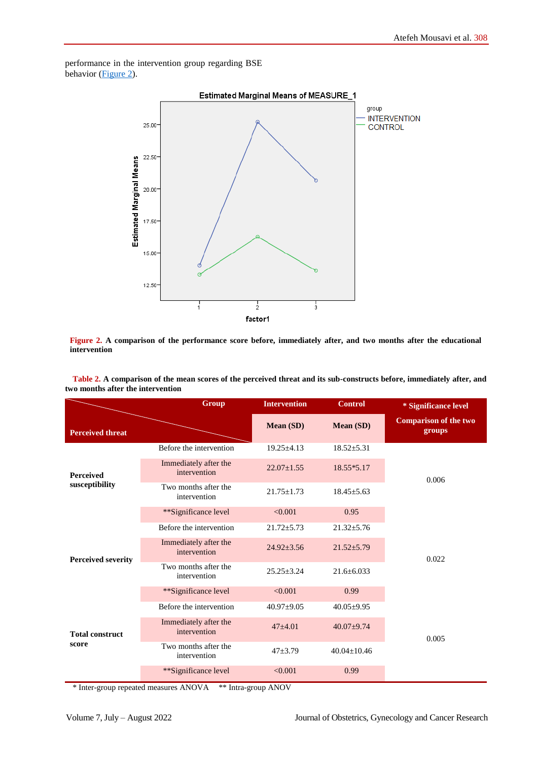performance in the intervention group regarding BSE behavior (Figure 2).

**Figure 2.** **A comparison of the performance score before, immediately after, and two months after the educational intervention**

**Table 2.** **A comparison of the mean scores of the perceived threat and its sub-constructs before, immediately after, and two months after the intervention**

| Perceived threat | Group | Intervention | Control | * Significance level |
|---|---|---|---|---|
| | | **Mean (SD)** | **Mean (SD)** | **Comparison of the two groups** |
| **Perceived susceptibility** | Before the intervention | 19.25±4.13 | 18.52±5.31 | 0.006 |
| | Immediately after the intervention | 22.07±1.55 | 18.55*5.17 | |
| | Two months after the intervention | 21.75±1.73 | 18.45±5.63 | |
| | **Significance level | <0.001 | 0.95 | |
| **Perceived severity** | Before the intervention | 21.72±5.73 | 21.32±5.76 | 0.022 |
| | Immediately after the intervention | 24.92±3.56 | 21.52±5.79 | |
| | Two months after the intervention | 25.25±3.24 | 21.6±6.033 | |
| | **Significance level | <0.001 | 0.99 | |
| **Total construct score** | Before the intervention | 40.97±9.05 | 40.05±9.95 | 0.005 |
| | Immediately after the intervention | 47±4.01 | 40.07±9.74 | |
| | Two months after the intervention | 47±3.79 | 40.04±10.46 | |
| | **Significance level | <0.001 | 0.99 | |

\* Inter-group repeated measures ANOVA  ** Intra-group ANOV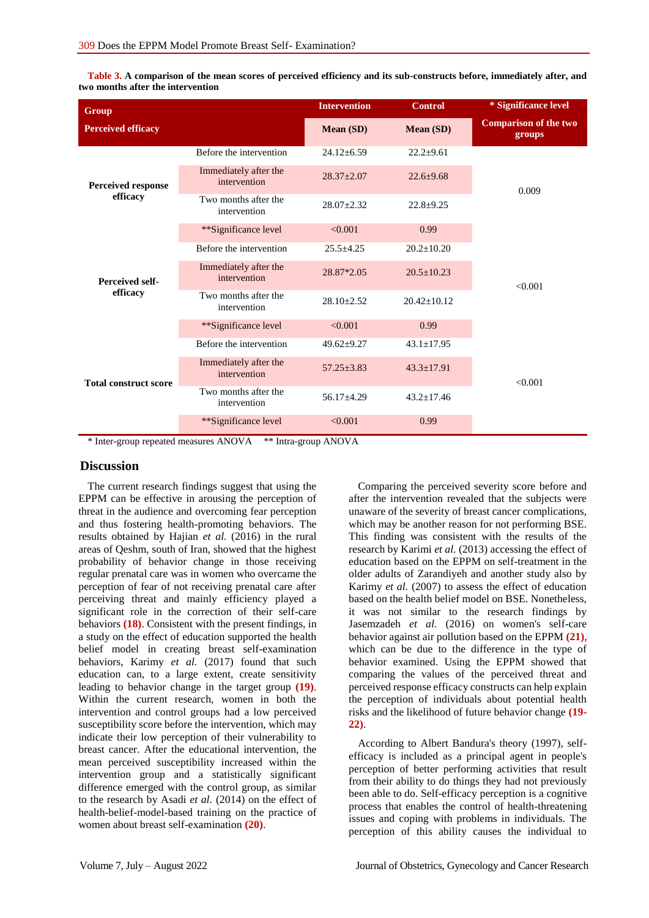**Table 3.** **A comparison of the mean scores of perceived efficiency and its sub-constructs before, immediately after, and two months after the intervention**

| Group | | Intervention | Control | * Significance level |
|---|---|---|---|---|
| Perceived efficacy | | Mean (SD) | Mean (SD) | Comparison of the two groups |
| **Perceived response efficacy** | Before the intervention | 24.12±6.59 | 22.2±9.61 | 0.009 |
| | Immediately after the intervention | 28.37±2.07 | 22.6±9.68 | |
| | Two months after the intervention | 28.07±2.32 | 22.8±9.25 | |
| | **Significance level | <0.001 | 0.99 | |
| **Perceived self-efficacy** | Before the intervention | 25.5±4.25 | 20.2±10.20 | <0.001 |
| | Immediately after the intervention | 28.87*2.05 | 20.5±10.23 | |
| | Two months after the intervention | 28.10±2.52 | 20.42±10.12 | |
| | **Significance level | <0.001 | 0.99 | |
| **Total construct score** | Before the intervention | 49.62±9.27 | 43.1±17.95 | <0.001 |
| | Immediately after the intervention | 57.25±3.83 | 43.3±17.91 | |
| | Two months after the intervention | 56.17±4.29 | 43.2±17.46 | |
| | **Significance level | <0.001 | 0.99 | |

* Inter-group repeated measures ANOVA  ** Intra-group ANOVA

## Discussion

The current research findings suggest that using the EPPM can be effective in arousing the perception of threat in the audience and overcoming fear perception and thus fostering health-promoting behaviors. The results obtained by Hajian *et al.* (2016) in the rural areas of Qeshm, south of Iran, showed that the highest probability of behavior change in those receiving regular prenatal care was in women who overcame the perception of fear of not receiving prenatal care after perceiving threat and mainly efficiency played a significant role in the correction of their self-care behaviors **(18)**. Consistent with the present findings, in a study on the effect of education supported the health belief model in creating breast self-examination behaviors, Karimy *et al.* (2017) found that such education can, to a large extent, create sensitivity leading to behavior change in the target group **(19)**. Within the current research, women in both the intervention and control groups had a low perceived susceptibility score before the intervention, which may indicate their low perception of their vulnerability to breast cancer. After the educational intervention, the mean perceived susceptibility increased within the intervention group and a statistically significant difference emerged with the control group, as similar to the research by Asadi *et al*. (2014) on the effect of health-belief-model-based training on the practice of women about breast self-examination **(20)**.

Comparing the perceived severity score before and after the intervention revealed that the subjects were unaware of the severity of breast cancer complications, which may be another reason for not performing BSE. This finding was consistent with the results of the research by Karimi *et al.* (2013) accessing the effect of education based on the EPPM on self-treatment in the older adults of Zarandiyeh and another study also by Karimy *et al.* (2007) to assess the effect of education based on the health belief model on BSE. Nonetheless, it was not similar to the research findings by Jasemzadeh *et al.* (2016) on women's self-care behavior against air pollution based on the EPPM **(21)**, which can be due to the difference in the type of behavior examined. Using the EPPM showed that comparing the values of the perceived threat and perceived response efficacy constructs can help explain the perception of individuals about potential health risks and the likelihood of future behavior change **(19-22)**.

According to Albert Bandura's theory (1997), self-efficacy is included as a principal agent in people's perception of better performing activities that result from their ability to do things they had not previously been able to do. Self-efficacy perception is a cognitive process that enables the control of health-threatening issues and coping with problems in individuals. The perception of this ability causes the individual to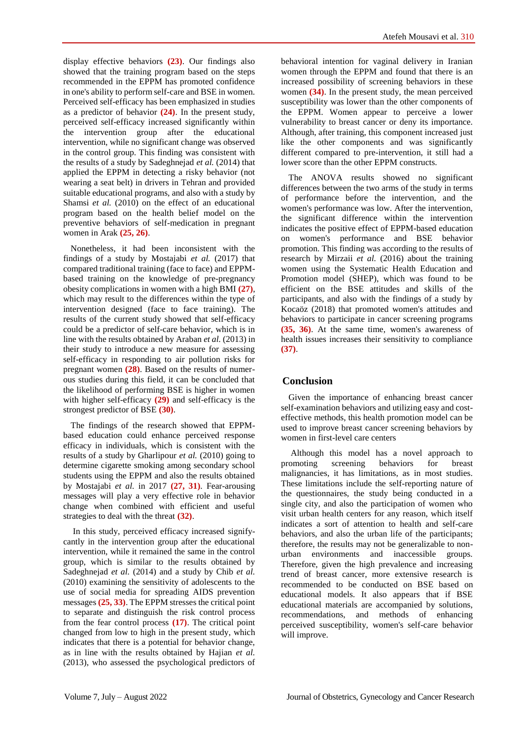display effective behaviors **(23)**. Our findings also showed that the training program based on the steps recommended in the EPPM has promoted confidence in one's ability to perform self-care and BSE in women. Perceived self-efficacy has been emphasized in studies as a predictor of behavior **(24)**. In the present study, perceived self-efficacy increased significantly within the intervention group after the educational intervention, while no significant change was observed in the control group. This finding was consistent with the results of a study by Sadeghnejad *et al.* (2014) that applied the EPPM in detecting a risky behavior (not wearing a seat belt) in drivers in Tehran and provided suitable educational programs, and also with a study by Shamsi *et al.* (2010) on the effect of an educational program based on the health belief model on the preventive behaviors of self-medication in pregnant women in Arak **(25, 26)**.

Nonetheless, it had been inconsistent with the findings of a study by Mostajabi *et al.* (2017) that compared traditional training (face to face) and EPPM-based training on the knowledge of pre-pregnancy obesity complications in women with a high BMI **(27)**, which may result to the differences within the type of intervention designed (face to face training). The results of the current study showed that self-efficacy could be a predictor of self-care behavior, which is in line with the results obtained by Araban *et al.* (2013) in their study to introduce a new measure for assessing self-efficacy in responding to air pollution risks for pregnant women **(28)**. Based on the results of numerous studies during this field, it can be concluded that the likelihood of performing BSE is higher in women with higher self-efficacy **(29)** and self-efficacy is the strongest predictor of BSE **(30)**.

The findings of the research showed that EPPM-based education could enhance perceived response efficacy in individuals, which is consistent with the results of a study by Gharlipour *et al.* (2010) going to determine cigarette smoking among secondary school students using the EPPM and also the results obtained by Mostajabi *et al.* in 2017 **(27, 31)**. Fear-arousing messages will play a very effective role in behavior change when combined with efficient and useful strategies to deal with the threat **(32)**.

In this study, perceived efficacy increased significantly in the intervention group after the educational intervention, while it remained the same in the control group, which is similar to the results obtained by Sadeghnejad *et al.* (2014) and a study by Chib *et al.* (2010) examining the sensitivity of adolescents to the use of social media for spreading AIDS prevention messages **(25, 33)**. The EPPM stresses the critical point to separate and distinguish the risk control process from the fear control process **(17)**. The critical point changed from low to high in the present study, which indicates that there is a potential for behavior change, as in line with the results obtained by Hajian *et al.* (2013), who assessed the psychological predictors of behavioral intention for vaginal delivery in Iranian women through the EPPM and found that there is an increased possibility of screening behaviors in these women **(34)**. In the present study, the mean perceived susceptibility was lower than the other components of the EPPM. Women appear to perceive a lower vulnerability to breast cancer or deny its importance. Although, after training, this component increased just like the other components and was significantly different compared to pre-intervention, it still had a lower score than the other EPPM constructs.

The ANOVA results showed no significant differences between the two arms of the study in terms of performance before the intervention, and the women's performance was low. After the intervention, the significant difference within the intervention indicates the positive effect of EPPM-based education on women's performance and BSE behavior promotion. This finding was according to the results of research by Mirzaii *et al.* (2016) about the training women using the Systematic Health Education and Promotion model (SHEP), which was found to be efficient on the BSE attitudes and skills of the participants, and also with the findings of a study by Kocaöz (2018) that promoted women's attitudes and behaviors to participate in cancer screening programs **(35, 36)**. At the same time, women's awareness of health issues increases their sensitivity to compliance **(37)**.

## Conclusion

Given the importance of enhancing breast cancer self-examination behaviors and utilizing easy and cost-effective methods, this health promotion model can be used to improve breast cancer screening behaviors by women in first-level care centers

Although this model has a novel approach to promoting screening behaviors for breast malignancies, it has limitations, as in most studies. These limitations include the self-reporting nature of the questionnaires, the study being conducted in a single city, and also the participation of women who visit urban health centers for any reason, which itself indicates a sort of attention to health and self-care behaviors, and also the urban life of the participants; therefore, the results may not be generalizable to non-urban environments and inaccessible groups. Therefore, given the high prevalence and increasing trend of breast cancer, more extensive research is recommended to be conducted on BSE based on educational models. It also appears that if BSE educational materials are accompanied by solutions, recommendations, and methods of enhancing perceived susceptibility, women's self-care behavior will improve.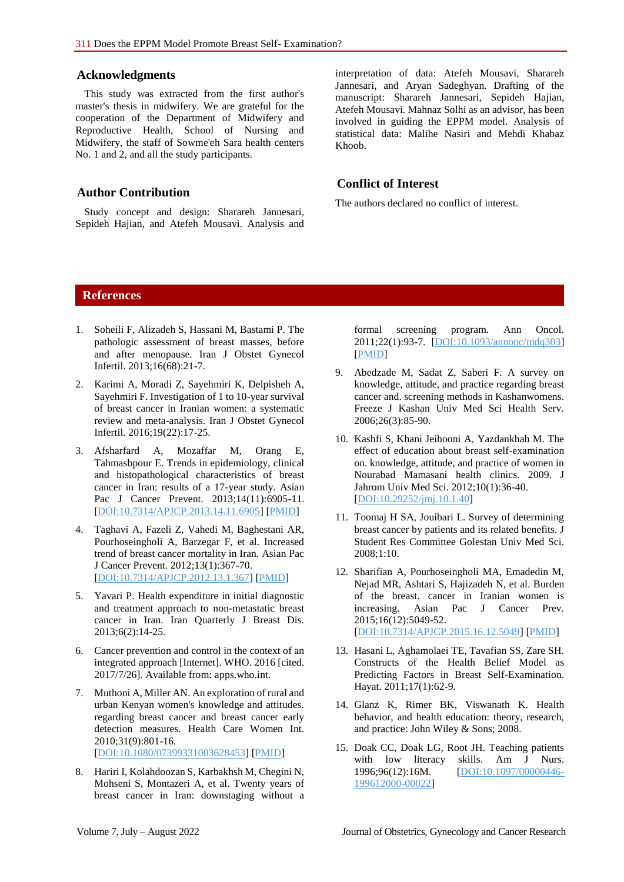## Acknowledgments

This study was extracted from the first author's master's thesis in midwifery. We are grateful for the cooperation of the Department of Midwifery and Reproductive Health, School of Nursing and Midwifery, the staff of Sowme'eh Sara health centers No. 1 and 2, and all the study participants.

## Author Contribution

Study concept and design: Sharareh Jannesari, Sepideh Hajian, and Atefeh Mousavi. Analysis and interpretation of data: Atefeh Mousavi, Sharareh Jannesari, and Aryan Sadeghyan. Drafting of the manuscript: Sharareh Jannesari, Sepideh Hajian, Atefeh Mousavi. Mahnaz Solhi as an advisor, has been involved in guiding the EPPM model. Analysis of statistical data: Malihe Nasiri and Mehdi Khabaz Khoob.

## Conflict of Interest

The authors declared no conflict of interest.

## References

1. Soheili F, Alizadeh S, Hassani M, Bastami P. The pathologic assessment of breast masses, before and after menopause. Iran J Obstet Gynecol Infertil. 2013;16(68):21-7.
2. Karimi A, Moradi Z, Sayehmiri K, Delpisheh A, Sayehmiri F. Investigation of 1 to 10-year survival of breast cancer in Iranian women: a systematic review and meta-analysis. Iran J Obstet Gynecol Infertil. 2016;19(22):17-25.
3. Afsharfard A, Mozaffar M, Orang E, Tahmasbpour E. Trends in epidemiology, clinical and histopathological characteristics of breast cancer in Iran: results of a 17-year study. Asian Pac J Cancer Prevent. 2013;14(11):6905-11. [DOI:10.7314/APJCP.2013.14.11.6905] [PMID]
4. Taghavi A, Fazeli Z, Vahedi M, Baghestani AR, Pourhoseingholi A, Barzegar F, et al. Increased trend of breast cancer mortality in Iran. Asian Pac J Cancer Prevent. 2012;13(1):367-70. [DOI:10.7314/APJCP.2012.13.1.367] [PMID]
5. Yavari P. Health expenditure in initial diagnostic and treatment approach to non-metastatic breast cancer in Iran. Iran Quarterly J Breast Dis. 2013;6(2):14-25.
6. Cancer prevention and control in the context of an integrated approach [Internet]. WHO. 2016 [cited. 2017/7/26]. Available from: apps.who.int.
7. Muthoni A, Miller AN. An exploration of rural and urban Kenyan women's knowledge and attitudes. regarding breast cancer and breast cancer early detection measures. Health Care Women Int. 2010;31(9):801-16. [DOI:10.1080/07399331003628453] [PMID]
8. Hariri I, Kolahdoozan S, Karbakhsh M, Chegini N, Mohseni S, Montazeri A, et al. Twenty years of breast cancer in Iran: downstaging without a formal screening program. Ann Oncol. 2011;22(1):93-7. [DOI:10.1093/annonc/mdq303] [PMID]
9. Abedzade M, Sadat Z, Saberi F. A survey on knowledge, attitude, and practice regarding breast cancer and. screening methods in Kashanwomens. Freeze J Kashan Univ Med Sci Health Serv. 2006;26(3):85-90.
10. Kashfi S, Khani Jeihooni A, Yazdankhah M. The effect of education about breast self-examination on. knowledge, attitude, and practice of women in Nourabad Mamasani health clinics. 2009. J Jahrom Univ Med Sci. 2012;10(1):36-40. [DOI:10.29252/jmj.10.1.40]
11. Toomaj H SA, Jouibari L. Survey of determining breast cancer by patients and its related benefits. J Student Res Committee Golestan Univ Med Sci. 2008;1:10.
12. Sharifian A, Pourhoseingholi MA, Emadedin M, Nejad MR, Ashtari S, Hajizadeh N, et al. Burden of the breast. cancer in Iranian women is increasing. Asian Pac J Cancer Prev. 2015;16(12):5049-52. [DOI:10.7314/APJCP.2015.16.12.5049] [PMID]
13. Hasani L, Aghamolaei TE, Tavafian SS, Zare SH. Constructs of the Health Belief Model as Predicting Factors in Breast Self-Examination. Hayat. 2011;17(1):62-9.
14. Glanz K, Rimer BK, Viswanath K. Health behavior, and health education: theory, research, and practice: John Wiley & Sons; 2008.
15. Doak CC, Doak LG, Root JH. Teaching patients with low literacy skills. Am J Nurs. 1996;96(12):16M. [DOI:10.1097/00000446-199612000-00022]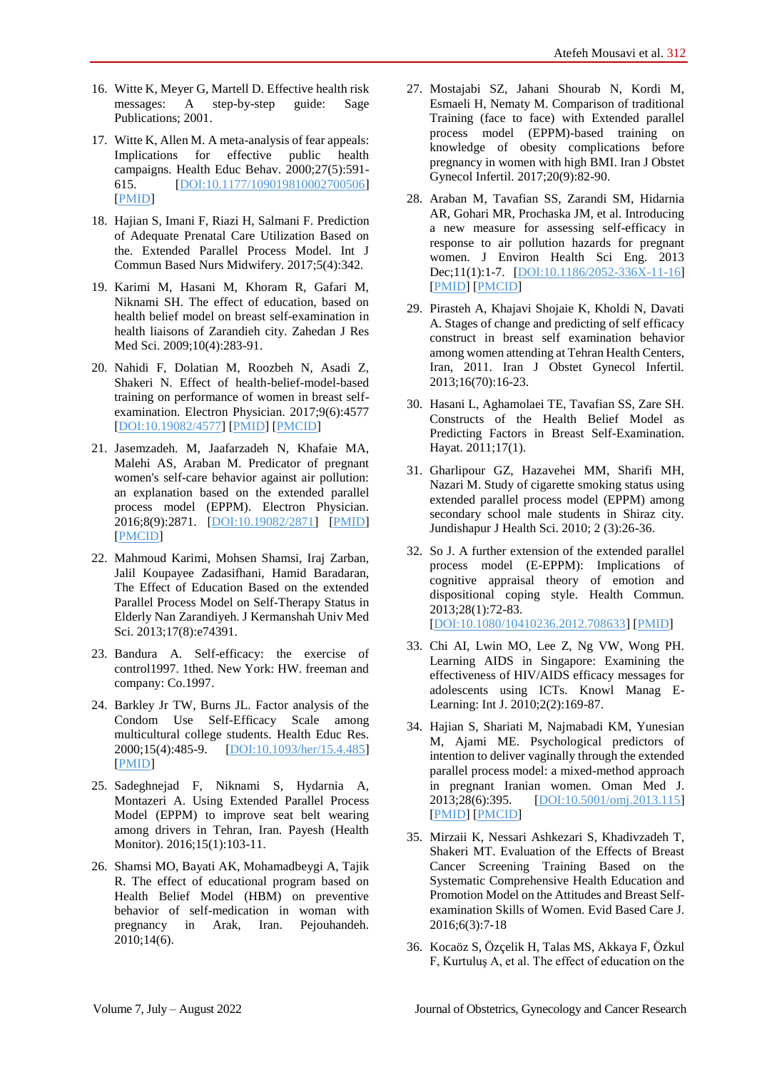16. Witte K, Meyer G, Martell D. Effective health risk messages: A step-by-step guide: Sage Publications; 2001.

17. Witte K, Allen M. A meta-analysis of fear appeals: Implications for effective public health campaigns. Health Educ Behav. 2000;27(5):591-615. [DOI:10.1177/109019810002700506] [PMID]

18. Hajian S, Imani F, Riazi H, Salmani F. Prediction of Adequate Prenatal Care Utilization Based on the. Extended Parallel Process Model. Int J Commun Based Nurs Midwifery. 2017;5(4):342.

19. Karimi M, Hasani M, Khoram R, Gafari M, Niknami SH. The effect of education, based on health belief model on breast self-examination in health liaisons of Zarandieh city. Zahedan J Res Med Sci. 2009;10(4):283-91.

20. Nahidi F, Dolatian M, Roozbeh N, Asadi Z, Shakeri N. Effect of health-belief-model-based training on performance of women in breast self-examination. Electron Physician. 2017;9(6):4577 [DOI:10.19082/4577] [PMID] [PMCID]

21. Jasemzadeh. M, Jaafarzadeh N, Khafaie MA, Malehi AS, Araban M. Predicator of pregnant women's self-care behavior against air pollution: an explanation based on the extended parallel process model (EPPM). Electron Physician. 2016;8(9):2871. [DOI:10.19082/2871] [PMID] [PMCID]

22. Mahmoud Karimi, Mohsen Shamsi, Iraj Zarban, Jalil Koupayee Zadasifhani, Hamid Baradaran, The Effect of Education Based on the extended Parallel Process Model on Self-Therapy Status in Elderly Nan Zarandiyeh. J Kermanshah Univ Med Sci. 2013;17(8):e74391.

23. Bandura A. Self-efficacy: the exercise of control1997. 1thed. New York: HW. freeman and company: Co.1997.

24. Barkley Jr TW, Burns JL. Factor analysis of the Condom Use Self-Efficacy Scale among multicultural college students. Health Educ Res. 2000;15(4):485-9. [DOI:10.1093/her/15.4.485] [PMID]

25. Sadeghnejad F, Niknami S, Hydarnia A, Montazeri A. Using Extended Parallel Process Model (EPPM) to improve seat belt wearing among drivers in Tehran, Iran. Payesh (Health Monitor). 2016;15(1):103-11.

26. Shamsi MO, Bayati AK, Mohamadbeygi A, Tajik R. The effect of educational program based on Health Belief Model (HBM) on preventive behavior of self-medication in woman with pregnancy in Arak, Iran. Pejouhandeh. 2010;14(6).

27. Mostajabi SZ, Jahani Shourab N, Kordi M, Esmaeli H, Nematy M. Comparison of traditional Training (face to face) with Extended parallel process model (EPPM)-based training on knowledge of obesity complications before pregnancy in women with high BMI. Iran J Obstet Gynecol Infertil. 2017;20(9):82-90.

28. Araban M, Tavafian SS, Zarandi SM, Hidarnia AR, Gohari MR, Prochaska JM, et al. Introducing a new measure for assessing self-efficacy in response to air pollution hazards for pregnant women. J Environ Health Sci Eng. 2013 Dec;11(1):1-7. [DOI:10.1186/2052-336X-11-16] [PMID] [PMCID]

29. Pirasteh A, Khajavi Shojaie K, Kholdi N, Davati A. Stages of change and predicting of self efficacy construct in breast self examination behavior among women attending at Tehran Health Centers, Iran, 2011. Iran J Obstet Gynecol Infertil. 2013;16(70):16-23.

30. Hasani L, Aghamolaei TE, Tavafian SS, Zare SH. Constructs of the Health Belief Model as Predicting Factors in Breast Self-Examination. Hayat. 2011;17(1).

31. Gharlipour GZ, Hazavehei MM, Sharifi MH, Nazari M. Study of cigarette smoking status using extended parallel process model (EPPM) among secondary school male students in Shiraz city. Jundishapur J Health Sci. 2010; 2 (3):26-36.

32. So J. A further extension of the extended parallel process model (E-EPPM): Implications of cognitive appraisal theory of emotion and dispositional coping style. Health Commun. 2013;28(1):72-83. [DOI:10.1080/10410236.2012.708633] [PMID]

33. Chi AI, Lwin MO, Lee Z, Ng VW, Wong PH. Learning AIDS in Singapore: Examining the effectiveness of HIV/AIDS efficacy messages for adolescents using ICTs. Knowl Manag E-Learning: Int J. 2010;2(2):169-87.

34. Hajian S, Shariati M, Najmabadi KM, Yunesian M, Ajami ME. Psychological predictors of intention to deliver vaginally through the extended parallel process model: a mixed-method approach in pregnant Iranian women. Oman Med J. 2013;28(6):395. [DOI:10.5001/omj.2013.115] [PMID] [PMCID]

35. Mirzaii K, Nessari Ashkezari S, Khadivzadeh T, Shakeri MT. Evaluation of the Effects of Breast Cancer Screening Training Based on the Systematic Comprehensive Health Education and Promotion Model on the Attitudes and Breast Self-examination Skills of Women. Evid Based Care J. 2016;6(3):7-18

36. Kocaöz S, Özçelik H, Talas MS, Akkaya F, Özkul F, Kurtuluş A, et al. The effect of education on the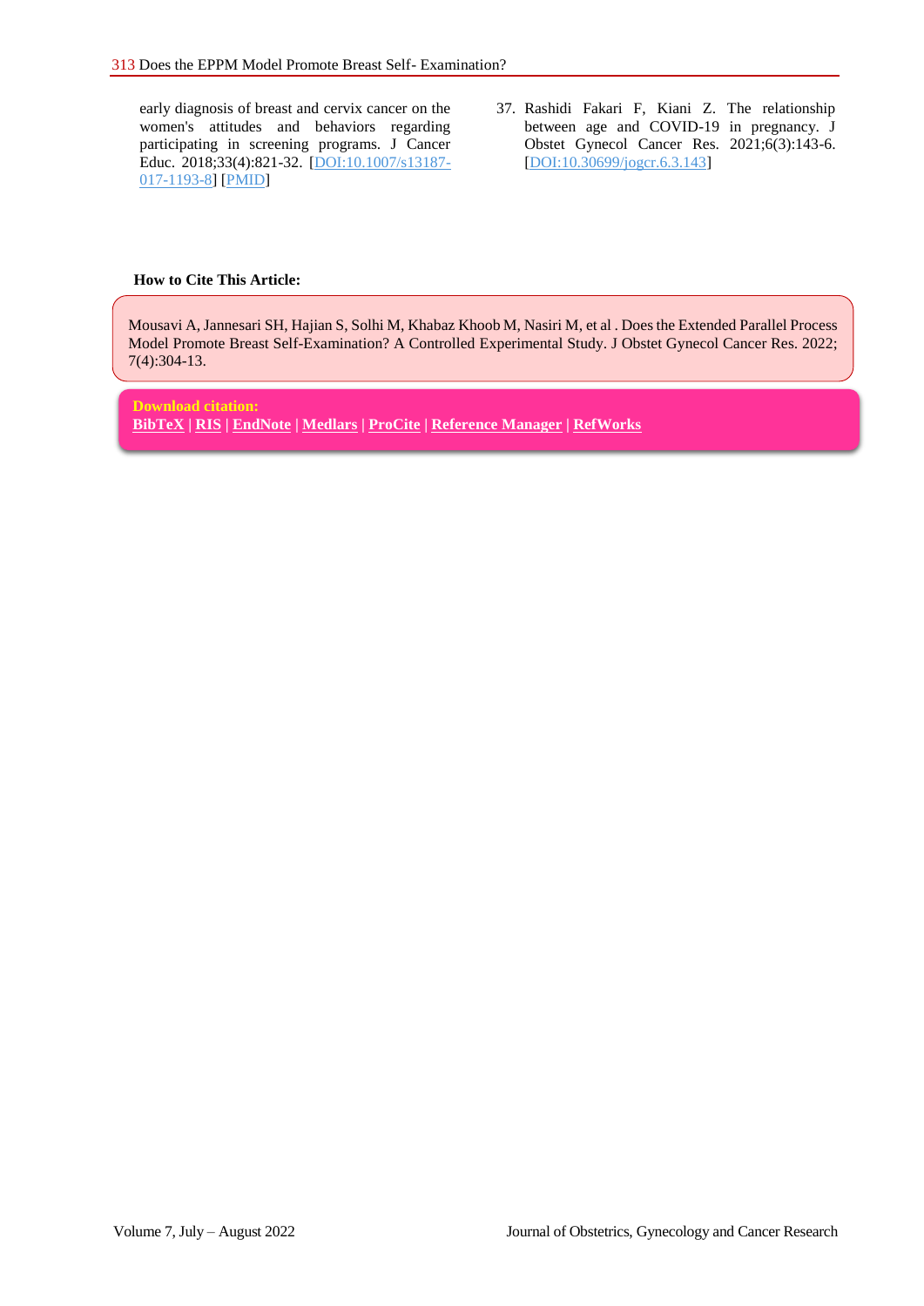early diagnosis of breast and cervix cancer on the women's attitudes and behaviors regarding participating in screening programs. J Cancer Educ. 2018;33(4):821-32. [DOI:10.1007/s13187-017-1193-8] [PMID]

37. Rashidi Fakari F, Kiani Z. The relationship between age and COVID-19 in pregnancy. J Obstet Gynecol Cancer Res. 2021;6(3):143-6. [DOI:10.30699/jogcr.6.3.143]

**How to Cite This Article:**

Mousavi A, Jannesari SH, Hajian S, Solhi M, Khabaz Khoob M, Nasiri M, et al . Does the Extended Parallel Process Model Promote Breast Self-Examination? A Controlled Experimental Study. J Obstet Gynecol Cancer Res. 2022; 7(4):304-13.

**Download citation:**
**BibTeX | RIS | EndNote | Medlars | ProCite | Reference Manager | RefWorks**